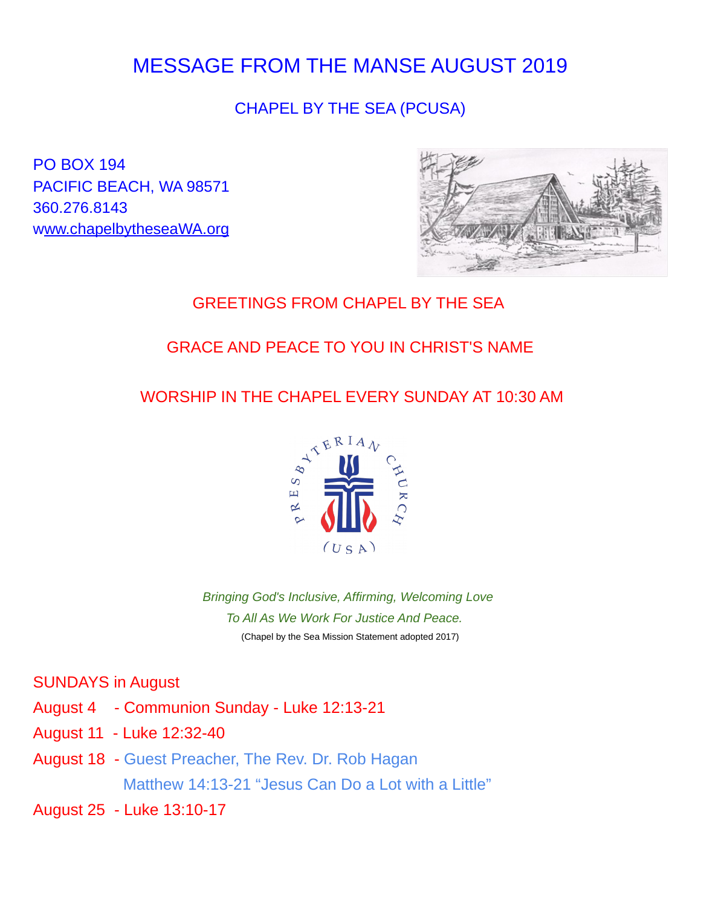# MESSAGE FROM THE MANSE AUGUST 2019

## CHAPEL BY THE SEA (PCUSA)

PO BOX 194
PACIFIC BEACH, WA 98571
360.276.8143
wwww.chapelbytheseaWA.org

GREETINGS FROM CHAPEL BY THE SEA

GRACE AND PEACE TO YOU IN CHRIST'S NAME

WORSHIP IN THE CHAPEL EVERY SUNDAY AT 10:30 AM

PRESBYTERIAN CHURCH (USA)

*Bringing God's Inclusive, Affirming, Welcoming Love*
*To All As We Work For Justice And Peace.*
(Chapel by the Sea Mission Statement adopted 2017)

SUNDAYS in August

August 4 - Communion Sunday - Luke 12:13-21

August 11 - Luke 12:32-40

August 18 - Guest Preacher, The Rev. Dr. Rob Hagan
Matthew 14:13-21 "Jesus Can Do a Lot with a Little"

August 25 - Luke 13:10-17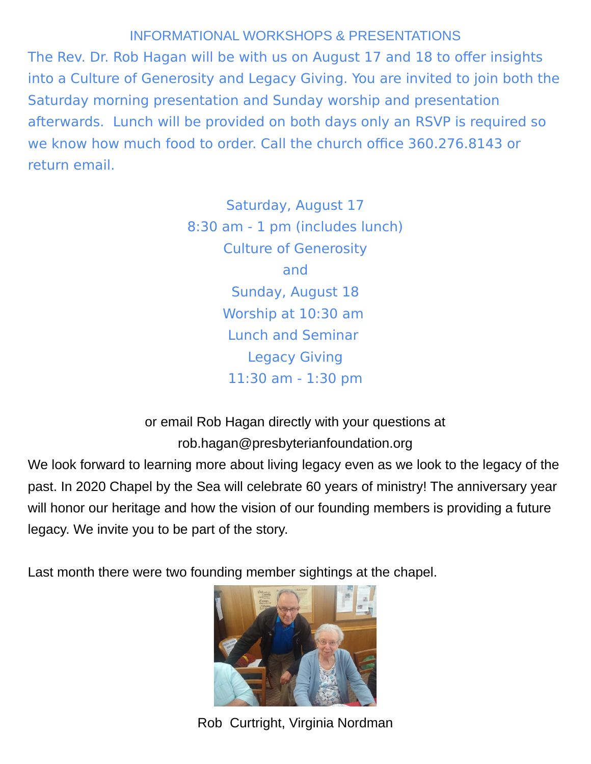## INFORMATIONAL WORKSHOPS & PRESENTATIONS

The Rev. Dr. Rob Hagan will be with us on August 17 and 18 to offer insights into a Culture of Generosity and Legacy Giving. You are invited to join both the Saturday morning presentation and Sunday worship and presentation afterwards. Lunch will be provided on both days only an RSVP is required so we know how much food to order. Call the church office 360.276.8143 or return email.

Saturday, August 17
8:30 am - 1 pm (includes lunch)
Culture of Generosity
and
Sunday, August 18
Worship at 10:30 am
Lunch and Seminar
Legacy Giving
11:30 am - 1:30 pm

or email Rob Hagan directly with your questions at
rob.hagan@presbyterianfoundation.org

We look forward to learning more about living legacy even as we look to the legacy of the past. In 2020 Chapel by the Sea will celebrate 60 years of ministry! The anniversary year will honor our heritage and how the vision of our founding members is providing a future legacy. We invite you to be part of the story.

Last month there were two founding member sightings at the chapel.

Rob Curtright, Virginia Nordman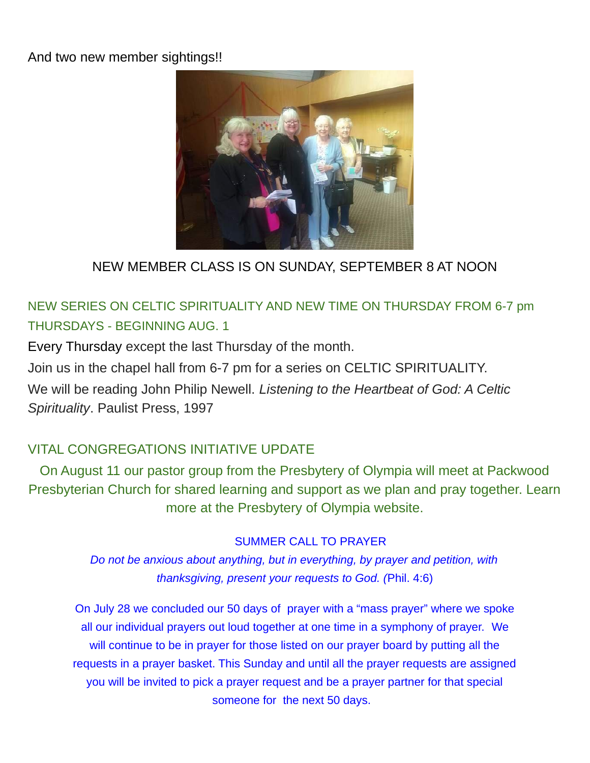And two new member sightings!!

NEW MEMBER CLASS IS ON SUNDAY, SEPTEMBER 8 AT NOON

## NEW SERIES ON CELTIC SPIRITUALITY AND NEW TIME ON THURSDAY FROM 6-7 pm THURSDAYS - BEGINNING AUG. 1

Every Thursday except the last Thursday of the month.

Join us in the chapel hall from 6-7 pm for a series on CELTIC SPIRITUALITY.

We will be reading John Philip Newell. *Listening to the Heartbeat of God: A Celtic Spirituality*. Paulist Press, 1997

## VITAL CONGREGATIONS INITIATIVE UPDATE

On August 11 our pastor group from the Presbytery of Olympia will meet at Packwood Presbyterian Church for shared learning and support as we plan and pray together. Learn more at the Presbytery of Olympia website.

## SUMMER CALL TO PRAYER

*Do not be anxious about anything, but in everything, by prayer and petition, with thanksgiving, present your requests to God. (*Phil. 4:6)

On July 28 we concluded our 50 days of prayer with a "mass prayer" where we spoke all our individual prayers out loud together at one time in a symphony of prayer. We will continue to be in prayer for those listed on our prayer board by putting all the requests in a prayer basket. This Sunday and until all the prayer requests are assigned you will be invited to pick a prayer request and be a prayer partner for that special someone for the next 50 days.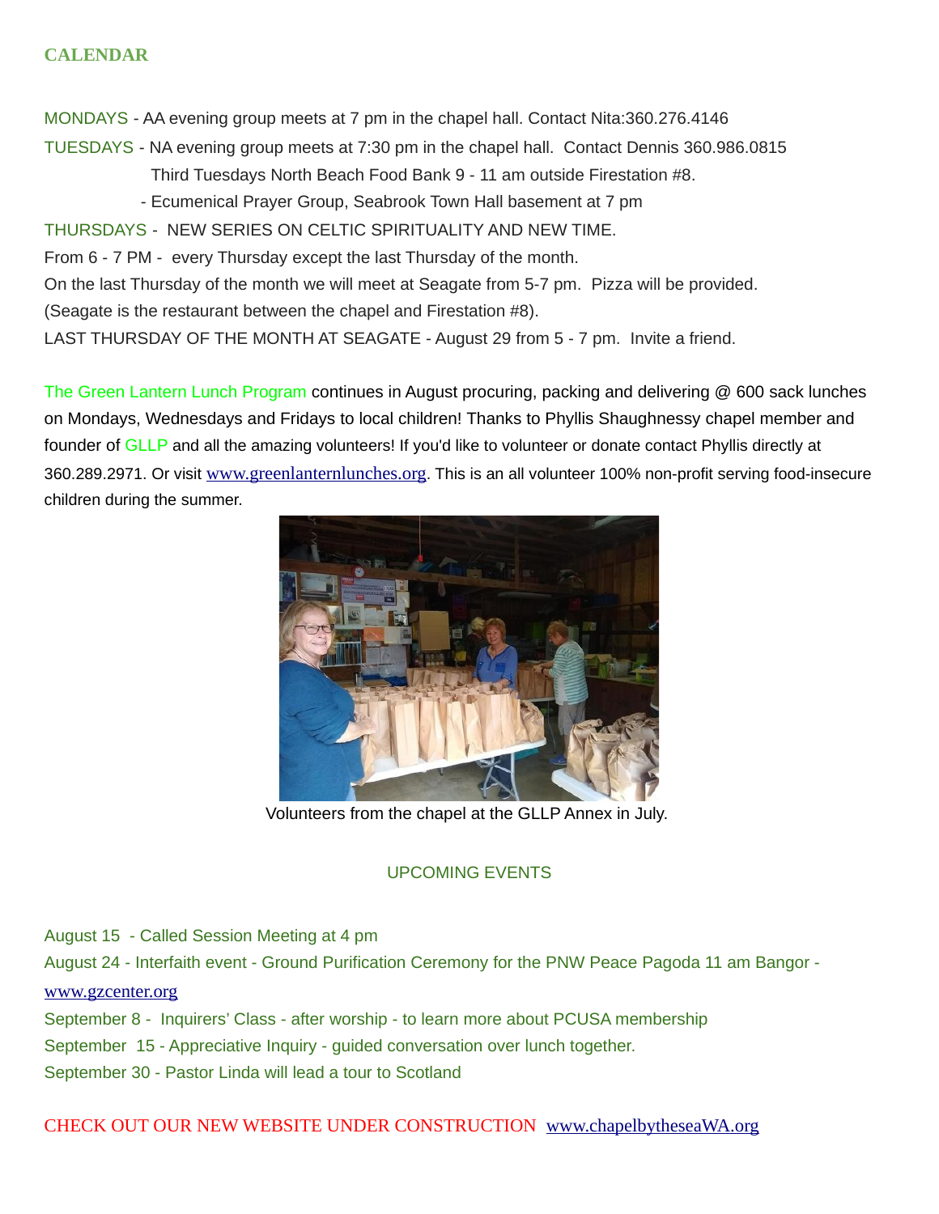## CALENDAR

MONDAYS - AA evening group meets at 7 pm in the chapel hall. Contact Nita:360.276.4146

TUESDAYS - NA evening group meets at 7:30 pm in the chapel hall. Contact Dennis 360.986.0815

Third Tuesdays North Beach Food Bank 9 - 11 am outside Firestation #8.

- Ecumenical Prayer Group, Seabrook Town Hall basement at 7 pm

THURSDAYS - NEW SERIES ON CELTIC SPIRITUALITY AND NEW TIME.

From 6 - 7 PM - every Thursday except the last Thursday of the month.

On the last Thursday of the month we will meet at Seagate from 5-7 pm. Pizza will be provided.

(Seagate is the restaurant between the chapel and Firestation #8).

LAST THURSDAY OF THE MONTH AT SEAGATE - August 29 from 5 - 7 pm. Invite a friend.

The Green Lantern Lunch Program continues in August procuring, packing and delivering @ 600 sack lunches on Mondays, Wednesdays and Fridays to local children! Thanks to Phyllis Shaughnessy chapel member and founder of GLLP and all the amazing volunteers! If you'd like to volunteer or donate contact Phyllis directly at 360.289.2971. Or visit www.greenlanternlunches.org. This is an all volunteer 100% non-profit serving food-insecure children during the summer.

Volunteers from the chapel at the GLLP Annex in July.

### UPCOMING EVENTS

August 15 - Called Session Meeting at 4 pm

August 24 - Interfaith event - Ground Purification Ceremony for the PNW Peace Pagoda 11 am Bangor - www.gzcenter.org

September 8 - Inquirers' Class - after worship - to learn more about PCUSA membership

September 15 - Appreciative Inquiry - guided conversation over lunch together.

September 30 - Pastor Linda will lead a tour to Scotland

CHECK OUT OUR NEW WEBSITE UNDER CONSTRUCTION www.chapelbytheseaWA.org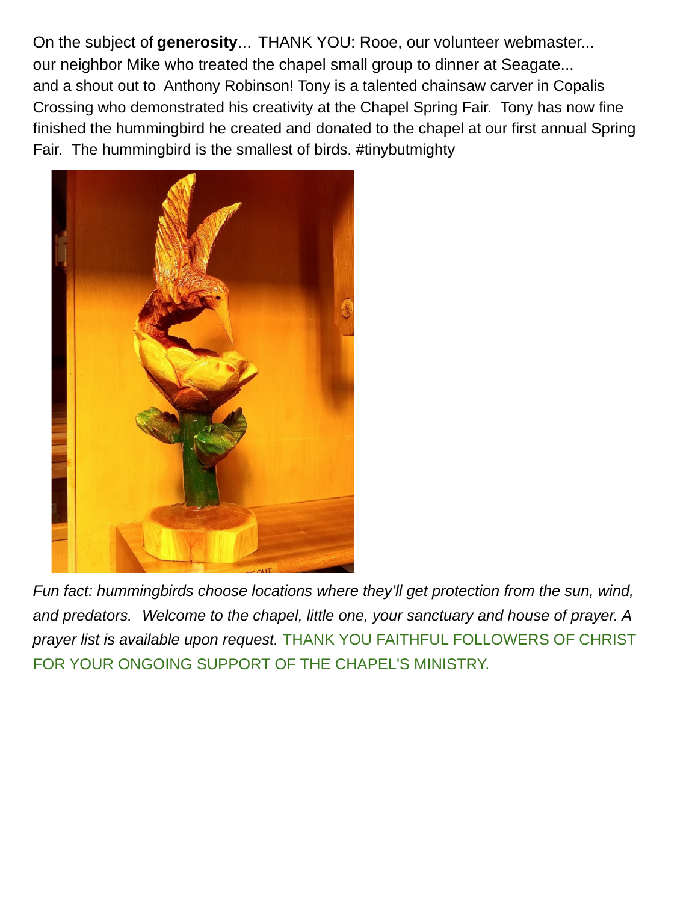On the subject of **generosity**... THANK YOU: Rooe, our volunteer webmaster... our neighbor Mike who treated the chapel small group to dinner at Seagate... and a shout out to Anthony Robinson! Tony is a talented chainsaw carver in Copalis Crossing who demonstrated his creativity at the Chapel Spring Fair. Tony has now fine finished the hummingbird he created and donated to the chapel at our first annual Spring Fair. The hummingbird is the smallest of birds. #tinybutmighty

*Fun fact: hummingbirds choose locations where they'll get protection from the sun, wind, and predators. Welcome to the chapel, little one, your sanctuary and house of prayer. A prayer list is available upon request.* THANK YOU FAITHFUL FOLLOWERS OF CHRIST FOR YOUR ONGOING SUPPORT OF THE CHAPEL'S MINISTRY.